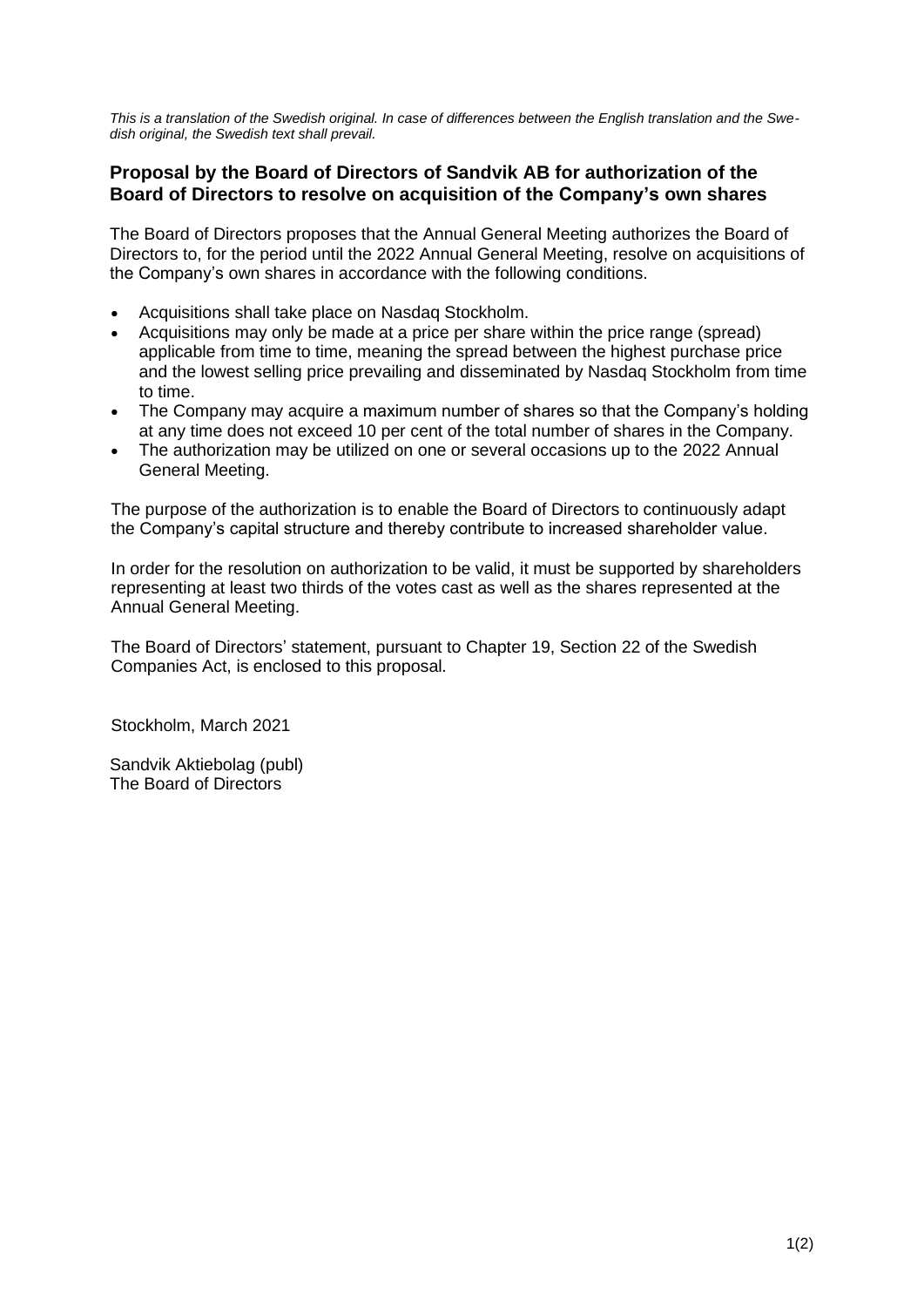*This is a translation of the Swedish original. In case of differences between the English translation and the Swedish original, the Swedish text shall prevail.*

## Proposal by the Board of Directors of Sandvik AB for authorization of the Board of Directors to resolve on acquisition of the Company's own shares

The Board of Directors proposes that the Annual General Meeting authorizes the Board of Directors to, for the period until the 2022 Annual General Meeting, resolve on acquisitions of the Company's own shares in accordance with the following conditions.

- Acquisitions shall take place on Nasdaq Stockholm.
- Acquisitions may only be made at a price per share within the price range (spread) applicable from time to time, meaning the spread between the highest purchase price and the lowest selling price prevailing and disseminated by Nasdaq Stockholm from time to time.
- The Company may acquire a maximum number of shares so that the Company's holding at any time does not exceed 10 per cent of the total number of shares in the Company.
- The authorization may be utilized on one or several occasions up to the 2022 Annual General Meeting.

The purpose of the authorization is to enable the Board of Directors to continuously adapt the Company's capital structure and thereby contribute to increased shareholder value.

In order for the resolution on authorization to be valid, it must be supported by shareholders representing at least two thirds of the votes cast as well as the shares represented at the Annual General Meeting.

The Board of Directors' statement, pursuant to Chapter 19, Section 22 of the Swedish Companies Act, is enclosed to this proposal.

Stockholm, March 2021

Sandvik Aktiebolag (publ)
The Board of Directors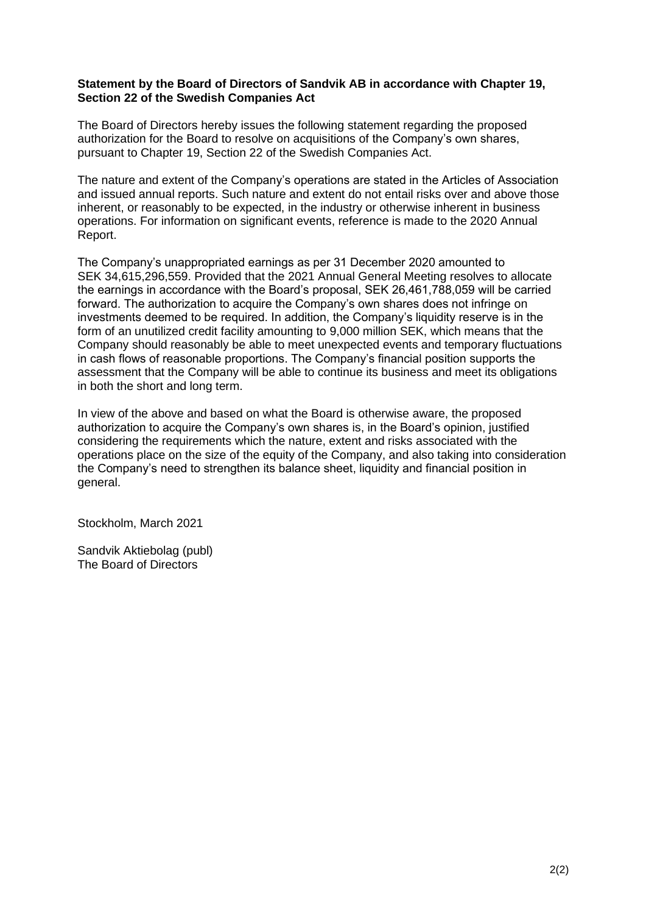**Statement by the Board of Directors of Sandvik AB in accordance with Chapter 19, Section 22 of the Swedish Companies Act**

The Board of Directors hereby issues the following statement regarding the proposed authorization for the Board to resolve on acquisitions of the Company's own shares, pursuant to Chapter 19, Section 22 of the Swedish Companies Act.

The nature and extent of the Company's operations are stated in the Articles of Association and issued annual reports. Such nature and extent do not entail risks over and above those inherent, or reasonably to be expected, in the industry or otherwise inherent in business operations. For information on significant events, reference is made to the 2020 Annual Report.

The Company's unappropriated earnings as per 31 December 2020 amounted to SEK 34,615,296,559. Provided that the 2021 Annual General Meeting resolves to allocate the earnings in accordance with the Board's proposal, SEK 26,461,788,059 will be carried forward. The authorization to acquire the Company's own shares does not infringe on investments deemed to be required. In addition, the Company's liquidity reserve is in the form of an unutilized credit facility amounting to 9,000 million SEK, which means that the Company should reasonably be able to meet unexpected events and temporary fluctuations in cash flows of reasonable proportions. The Company's financial position supports the assessment that the Company will be able to continue its business and meet its obligations in both the short and long term.

In view of the above and based on what the Board is otherwise aware, the proposed authorization to acquire the Company's own shares is, in the Board's opinion, justified considering the requirements which the nature, extent and risks associated with the operations place on the size of the equity of the Company, and also taking into consideration the Company's need to strengthen its balance sheet, liquidity and financial position in general.

Stockholm, March 2021

Sandvik Aktiebolag (publ)
The Board of Directors